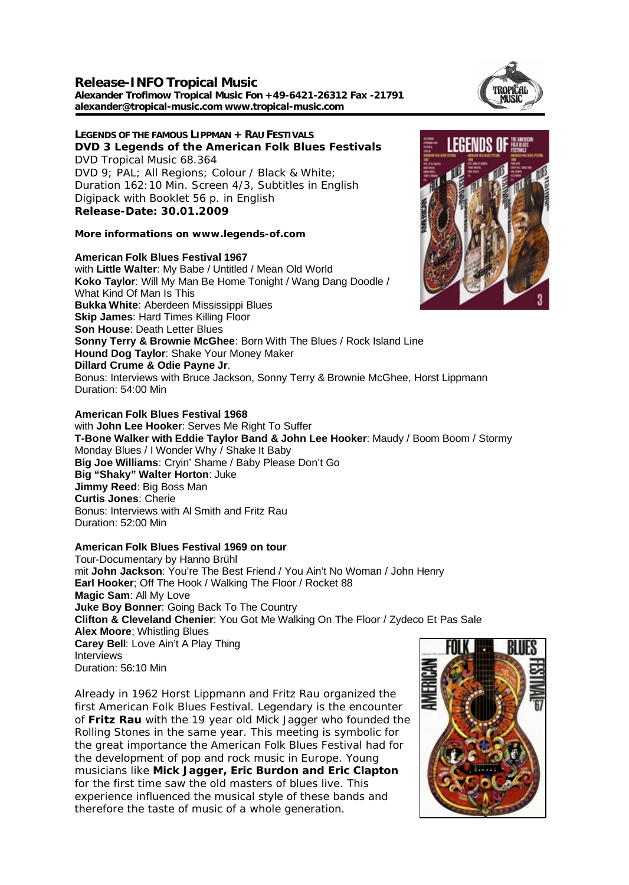# Release-INFO Tropical Music

**Alexander Trofimow Tropical Music Fon +49-6421-26312 Fax -21791**
**alexander@tropical-music.com www.tropical-music.com**

**LEGENDS OF THE FAMOUS LIPPMAN + RAU FESTIVALS**

**DVD 3 Legends of the American Folk Blues Festivals**

DVD Tropical Music 68.364
DVD 9; PAL; All Regions; Colour / Black & White;
Duration 162:10 Min. Screen 4/3, Subtitles in English
Digipack with Booklet 56 p. in English
**Release-Date: 30.01.2009**

**More informations on www.legends-of.com**

**American Folk Blues Festival 1967**
with **Little Walter**: My Babe / Untitled / Mean Old World
**Koko Taylor**: Will My Man Be Home Tonight / Wang Dang Doodle / What Kind Of Man Is This
**Bukka White**: Aberdeen Mississippi Blues
**Skip James**: Hard Times Killing Floor
**Son House**: Death Letter Blues
**Sonny Terry & Brownie McGhee**: Born With The Blues / Rock Island Line
**Hound Dog Taylor**: Shake Your Money Maker
**Dillard Crume & Odie Payne Jr**.
Bonus: Interviews with Bruce Jackson, Sonny Terry & Brownie McGhee, Horst Lippmann
Duration: 54:00 Min

**American Folk Blues Festival 1968**
with **John Lee Hooker**: Serves Me Right To Suffer
**T-Bone Walker with Eddie Taylor Band & John Lee Hooker**: Maudy / Boom Boom / Stormy Monday Blues / I Wonder Why / Shake It Baby
**Big Joe Williams**: Cryin' Shame / Baby Please Don't Go
**Big "Shaky" Walter Horton**: Juke
**Jimmy Reed**: Big Boss Man
**Curtis Jones**: Cherie
Bonus: Interviews with Al Smith and Fritz Rau
Duration: 52:00 Min

**American Folk Blues Festival 1969 on tour**
Tour-Documentary by Hanno Brühl
mit **John Jackson**: You're The Best Friend / You Ain't No Woman / John Henry
**Earl Hooker**; Off The Hook / Walking The Floor / Rocket 88
**Magic Sam**: All My Love
**Juke Boy Bonner**: Going Back To The Country
**Clifton & Cleveland Chenier**: You Got Me Walking On The Floor / Zydeco Et Pas Sale
**Alex Moore**; Whistling Blues
**Carey Bell**: Love Ain't A Play Thing
Interviews
Duration: 56:10 Min

Already in 1962 Horst Lippmann and Fritz Rau organized the first American Folk Blues Festival. Legendary is the encounter of **Fritz Rau** with the 19 year old Mick Jagger who founded the Rolling Stones in the same year. This meeting is symbolic for the great importance the American Folk Blues Festival had for the development of pop and rock music in Europe. Young musicians like **Mick Jagger, Eric Burdon and Eric Clapton** for the first time saw the old masters of blues live. This experience influenced the musical style of these bands and therefore the taste of music of a whole generation.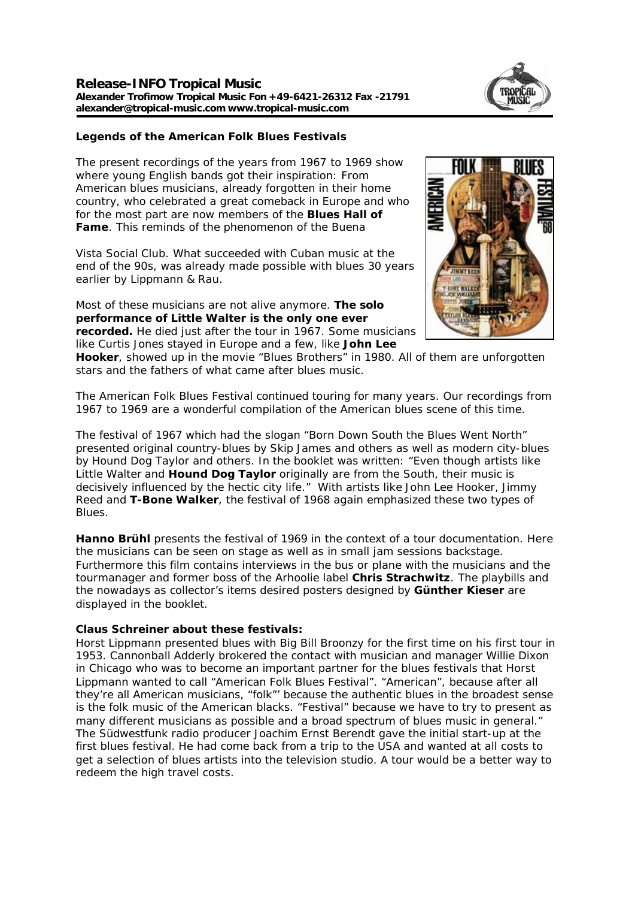**Release-INFO Tropical Music**
**Alexander Trofimow Tropical Music Fon +49-6421-26312 Fax -21791**
**alexander@tropical-music.com www.tropical-music.com**

## Legends of the American Folk Blues Festivals

The present recordings of the years from 1967 to 1969 show where young English bands got their inspiration: From American blues musicians, already forgotten in their home country, who celebrated a great comeback in Europe and who for the most part are now members of the **Blues Hall of Fame**. This reminds of the phenomenon of the Buena Vista Social Club. What succeeded with Cuban music at the end of the 90s, was already made possible with blues 30 years earlier by Lippmann & Rau.

Most of these musicians are not alive anymore. **The solo performance of Little Walter is the only one ever recorded.** He died just after the tour in 1967. Some musicians like Curtis Jones stayed in Europe and a few, like **John Lee Hooker**, showed up in the movie "Blues Brothers" in 1980. All of them are unforgotten stars and the fathers of what came after blues music.

The American Folk Blues Festival continued touring for many years. Our recordings from 1967 to 1969 are a wonderful compilation of the American blues scene of this time.

The festival of 1967 which had the slogan "Born Down South the Blues Went North" presented original country-blues by Skip James and others as well as modern city-blues by Hound Dog Taylor and others. In the booklet was written: "Even though artists like Little Walter and **Hound Dog Taylor** originally are from the South, their music is decisively influenced by the hectic city life." With artists like John Lee Hooker, Jimmy Reed and **T-Bone Walker**, the festival of 1968 again emphasized these two types of Blues.

**Hanno Brühl** presents the festival of 1969 in the context of a tour documentation. Here the musicians can be seen on stage as well as in small jam sessions backstage. Furthermore this film contains interviews in the bus or plane with the musicians and the tourmanager and former boss of the Arhoolie label **Chris Strachwitz**. The playbills and the nowadays as collector's items desired posters designed by **Günther Kieser** are displayed in the booklet.

**Claus Schreiner about these festivals:**
Horst Lippmann presented blues with Big Bill Broonzy for the first time on his first tour in 1953. Cannonball Adderly brokered the contact with musician and manager Willie Dixon in Chicago who was to become an important partner for the blues festivals that Horst Lippmann wanted to call "American Folk Blues Festival". "American", because after all they're all American musicians, "folk"' because the authentic blues in the broadest sense is the folk music of the American blacks. "Festival" because we have to try to present as many different musicians as possible and a broad spectrum of blues music in general." The Südwestfunk radio producer Joachim Ernst Berendt gave the initial start-up at the first blues festival. He had come back from a trip to the USA and wanted at all costs to get a selection of blues artists into the television studio. A tour would be a better way to redeem the high travel costs.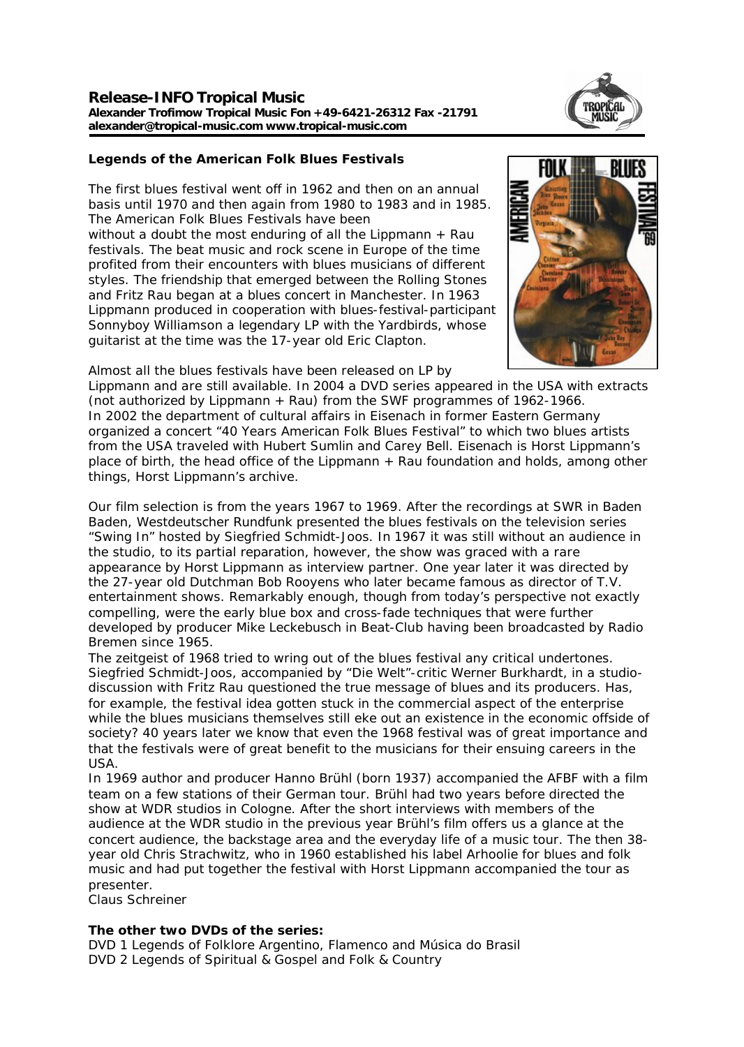**Release-INFO Tropical Music**
**Alexander Trofimow Tropical Music Fon +49-6421-26312 Fax -21791**
**alexander@tropical-music.com www.tropical-music.com**

**Legends of the American Folk Blues Festivals**

The first blues festival went off in 1962 and then on an annual basis until 1970 and then again from 1980 to 1983 and in 1985. The American Folk Blues Festivals have been without a doubt the most enduring of all the Lippmann + Rau festivals. The beat music and rock scene in Europe of the time profited from their encounters with blues musicians of different styles. The friendship that emerged between the Rolling Stones and Fritz Rau began at a blues concert in Manchester. In 1963 Lippmann produced in cooperation with blues-festival-participant Sonnyboy Williamson a legendary LP with the Yardbirds, whose guitarist at the time was the 17-year old Eric Clapton.

Almost all the blues festivals have been released on LP by Lippmann and are still available. In 2004 a DVD series appeared in the USA with extracts (not authorized by Lippmann + Rau) from the SWF programmes of 1962-1966. In 2002 the department of cultural affairs in Eisenach in former Eastern Germany organized a concert "40 Years American Folk Blues Festival" to which two blues artists from the USA traveled with Hubert Sumlin and Carey Bell. Eisenach is Horst Lippmann's place of birth, the head office of the Lippmann + Rau foundation and holds, among other things, Horst Lippmann's archive.

Our film selection is from the years 1967 to 1969. After the recordings at SWR in Baden Baden, Westdeutscher Rundfunk presented the blues festivals on the television series "Swing In" hosted by Siegfried Schmidt-Joos. In 1967 it was still without an audience in the studio, to its partial reparation, however, the show was graced with a rare appearance by Horst Lippmann as interview partner. One year later it was directed by the 27-year old Dutchman Bob Rooyens who later became famous as director of T.V. entertainment shows. Remarkably enough, though from today's perspective not exactly compelling, were the early blue box and cross-fade techniques that were further developed by producer Mike Leckebusch in Beat-Club having been broadcasted by Radio Bremen since 1965.
The zeitgeist of 1968 tried to wring out of the blues festival any critical undertones. Siegfried Schmidt-Joos, accompanied by "Die Welt"-critic Werner Burkhardt, in a studio-discussion with Fritz Rau questioned the true message of blues and its producers. Has, for example, the festival idea gotten stuck in the commercial aspect of the enterprise while the blues musicians themselves still eke out an existence in the economic offside of society? 40 years later we know that even the 1968 festival was of great importance and that the festivals were of great benefit to the musicians for their ensuing careers in the USA.
In 1969 author and producer Hanno Brühl (born 1937) accompanied the AFBF with a film team on a few stations of their German tour. Brühl had two years before directed the show at WDR studios in Cologne. After the short interviews with members of the audience at the WDR studio in the previous year Brühl's film offers us a glance at the concert audience, the backstage area and the everyday life of a music tour. The then 38-year old Chris Strachwitz, who in 1960 established his label Arhoolie for blues and folk music and had put together the festival with Horst Lippmann accompanied the tour as presenter.
Claus Schreiner

**The other two DVDs of the series:**
DVD 1 Legends of Folklore Argentino, Flamenco and Música do Brasil
DVD 2 Legends of Spiritual & Gospel and Folk & Country